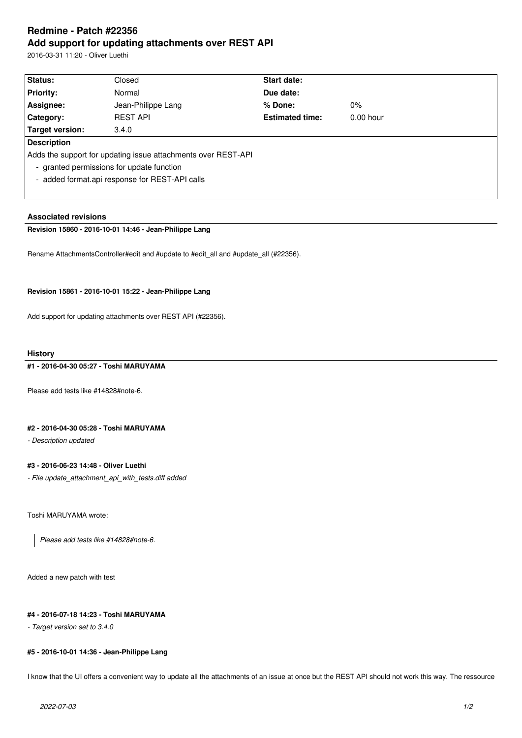# Redmine - Patch #22356
# Add support for updating attachments over REST API

2016-03-31 11:20 - Oliver Luethi

| Status: | Closed | Start date: | |
|---|---|---|---|
| Priority: | Normal | Due date: | |
| Assignee: | Jean-Philippe Lang | % Done: | 0% |
| Category: | REST API | Estimated time: | 0.00 hour |
| Target version: | 3.4.0 | | |

**Description**

Adds the support for updating issue attachments over REST-API

- granted permissions for update function
- added format.api response for REST-API calls

### Associated revisions

**Revision 15860 - 2016-10-01 14:46 - Jean-Philippe Lang**

Rename AttachmentsController#edit and #update to #edit_all and #update_all (#22356).

**Revision 15861 - 2016-10-01 15:22 - Jean-Philippe Lang**

Add support for updating attachments over REST API (#22356).

### History

**#1 - 2016-04-30 05:27 - Toshi MARUYAMA**

Please add tests like #14828#note-6.

**#2 - 2016-04-30 05:28 - Toshi MARUYAMA**

*- Description updated*

**#3 - 2016-06-23 14:48 - Oliver Luethi**

*- File update_attachment_api_with_tests.diff added*

Toshi MARUYAMA wrote:

> *Please add tests like #14828#note-6.*

Added a new patch with test

**#4 - 2016-07-18 14:23 - Toshi MARUYAMA**

*- Target version set to 3.4.0*

**#5 - 2016-10-01 14:36 - Jean-Philippe Lang**

I know that the UI offers a convenient way to update all the attachments of an issue at once but the REST API should not work this way. The ressource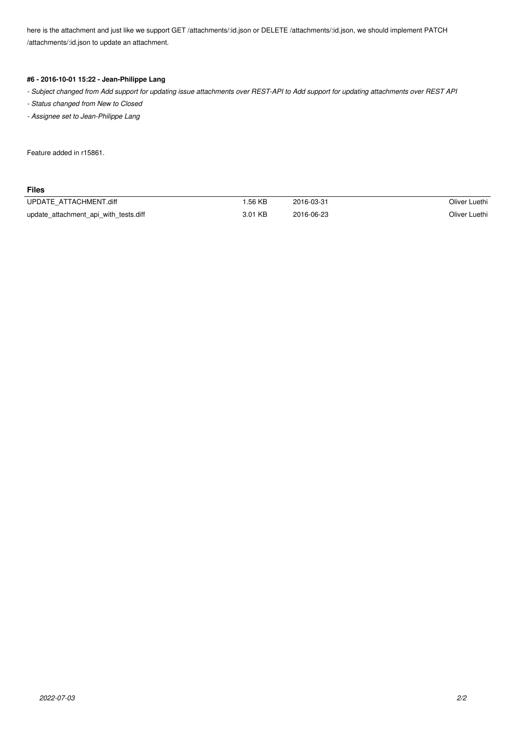here is the attachment and just like we support GET /attachments/:id.json or DELETE /attachments/:id.json, we should implement PATCH /attachments/:id.json to update an attachment.

#### #6 - 2016-10-01 15:22 - Jean-Philippe Lang

- *Subject changed from Add support for updating issue attachments over REST-API to Add support for updating attachments over REST API*
- *Status changed from New to Closed*
- *Assignee set to Jean-Philippe Lang*

Feature added in r15861.

### Files

| | | | |
|---|---|---|---|
| UPDATE_ATTACHMENT.diff | 1.56 KB | 2016-03-31 | Oliver Luethi |
| update_attachment_api_with_tests.diff | 3.01 KB | 2016-06-23 | Oliver Luethi |